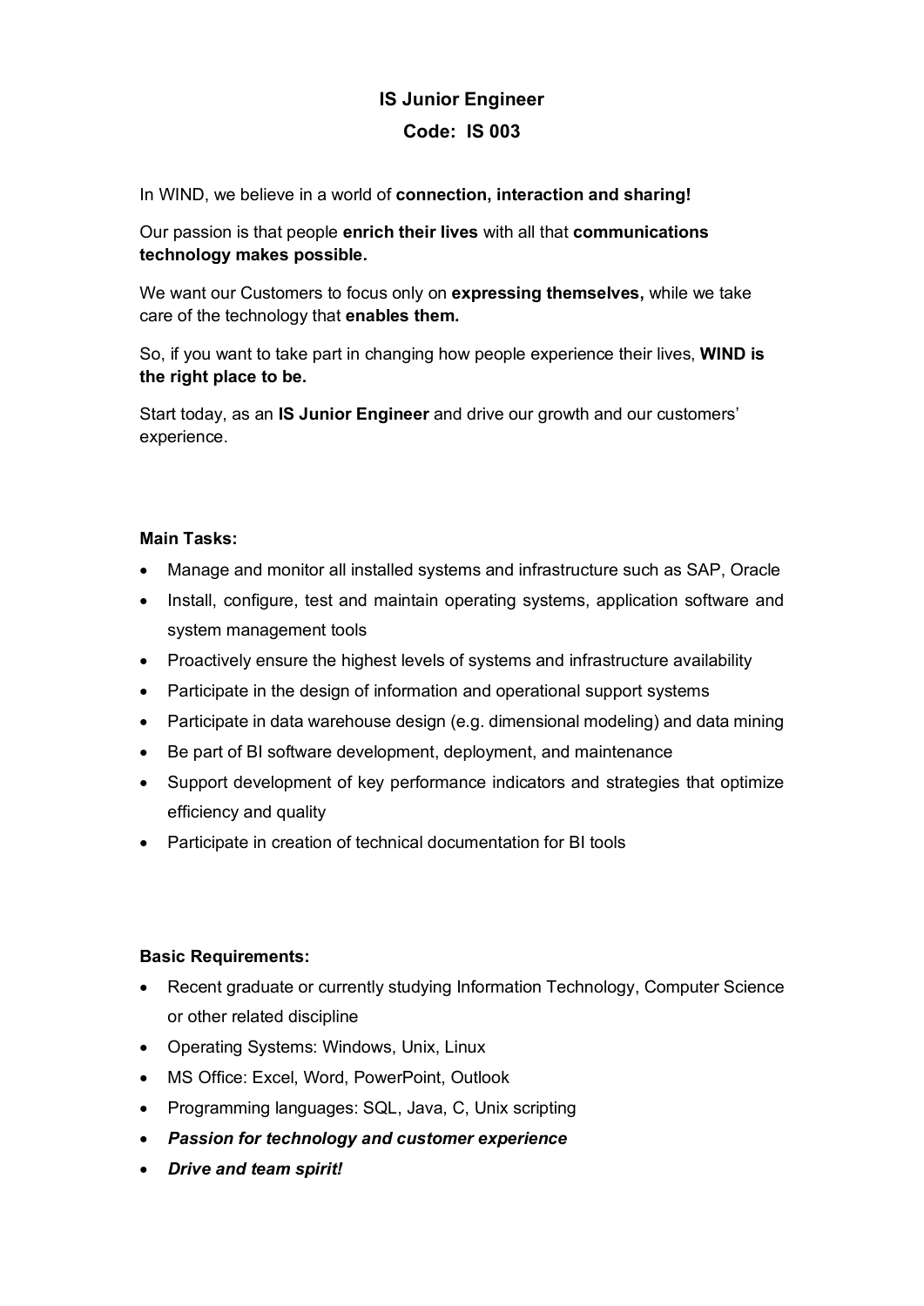# IS Junior Engineer

## Code: IS 003

In WIND, we believe in a world of **connection, interaction and sharing!**

Our passion is that people **enrich their lives** with all that **communications technology makes possible.**

We want our Customers to focus only on **expressing themselves,** while we take care of the technology that **enables them.**

So, if you want to take part in changing how people experience their lives, **WIND is the right place to be.**

Start today, as an **IS Junior Engineer** and drive our growth and our customers' experience.

**Main Tasks:**

- Manage and monitor all installed systems and infrastructure such as SAP, Oracle
- Install, configure, test and maintain operating systems, application software and system management tools
- Proactively ensure the highest levels of systems and infrastructure availability
- Participate in the design of information and operational support systems
- Participate in data warehouse design (e.g. dimensional modeling) and data mining
- Be part of BI software development, deployment, and maintenance
- Support development of key performance indicators and strategies that optimize efficiency and quality
- Participate in creation of technical documentation for BI tools

**Basic Requirements:**

- Recent graduate or currently studying Information Technology, Computer Science or other related discipline
- Operating Systems: Windows, Unix, Linux
- MS Office: Excel, Word, PowerPoint, Outlook
- Programming languages: SQL, Java, C, Unix scripting
- ***Passion for technology and customer experience***
- ***Drive and team spirit!***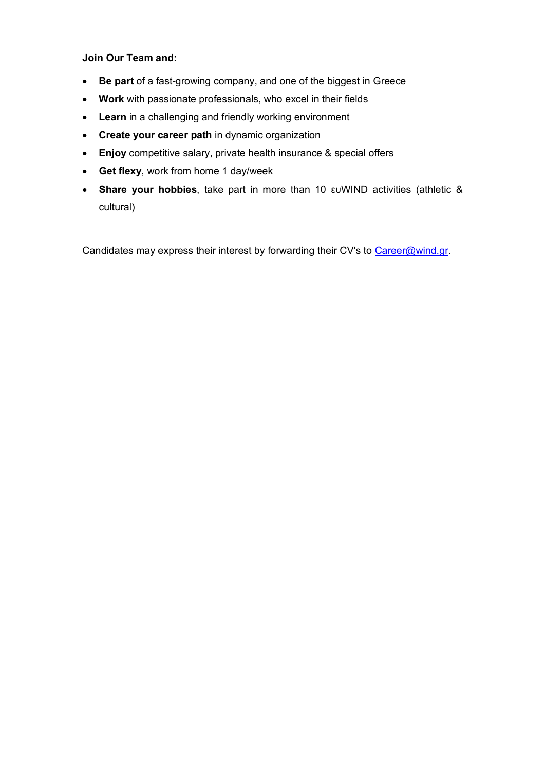**Join Our Team and:**

- **Be part** of a fast-growing company, and one of the biggest in Greece
- **Work** with passionate professionals, who excel in their fields
- **Learn** in a challenging and friendly working environment
- **Create your career path** in dynamic organization
- **Enjoy** competitive salary, private health insurance & special offers
- **Get flexy**, work from home 1 day/week
- **Share your hobbies**, take part in more than 10 ευWIND activities (athletic & cultural)

Candidates may express their interest by forwarding their CV's to Career@wind.gr.